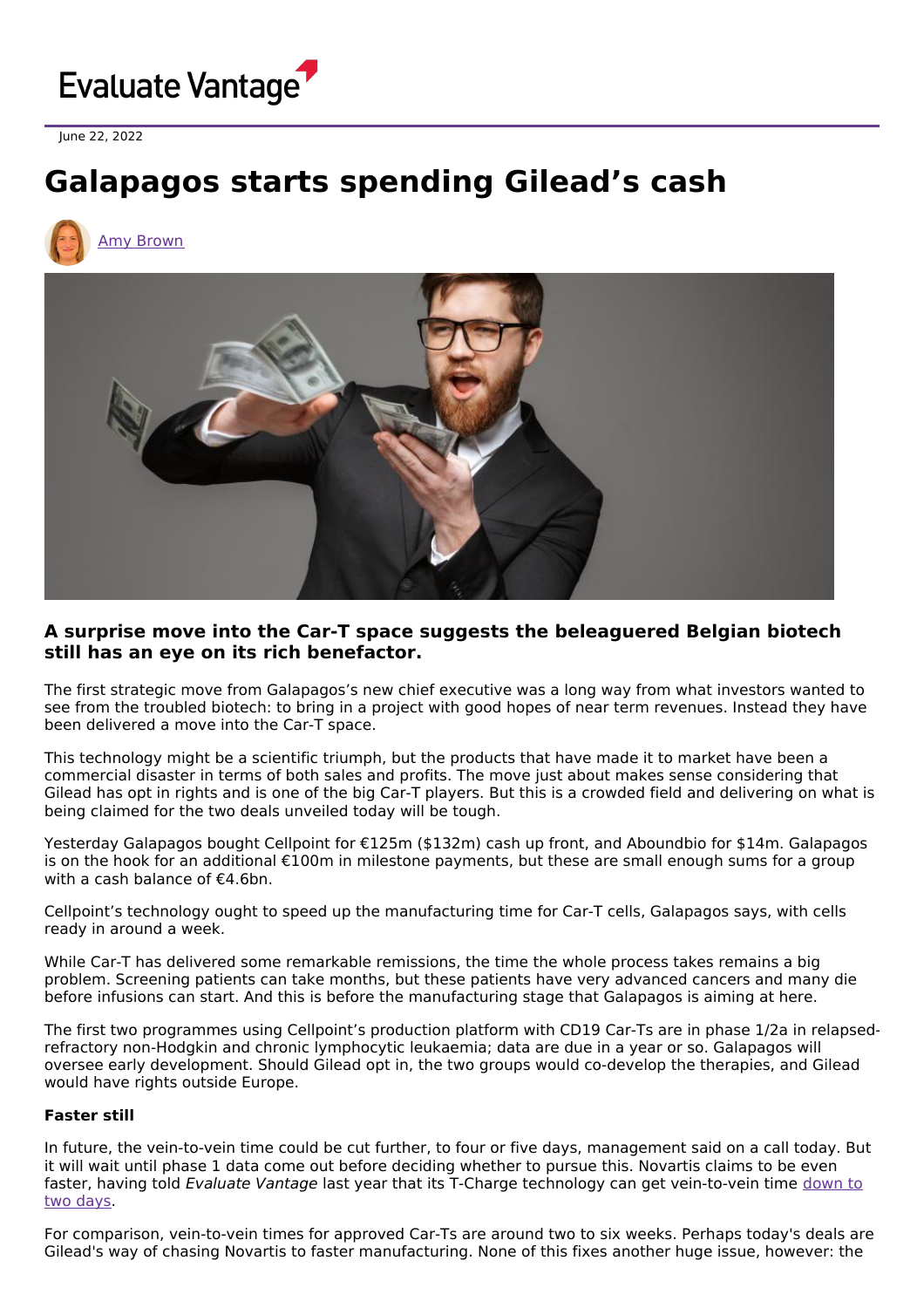Evaluate Vantage

June 22, 2022

# Galapagos starts spending Gilead's cash

Amy Brown

### A surprise move into the Car-T space suggests the beleaguered Belgian biotech still has an eye on its rich benefactor.

The first strategic move from Galapagos's new chief executive was a long way from what investors wanted to see from the troubled biotech: to bring in a project with good hopes of near term revenues. Instead they have been delivered a move into the Car-T space.

This technology might be a scientific triumph, but the products that have made it to market have been a commercial disaster in terms of both sales and profits. The move just about makes sense considering that Gilead has opt in rights and is one of the big Car-T players. But this is a crowded field and delivering on what is being claimed for the two deals unveiled today will be tough.

Yesterday Galapagos bought Cellpoint for €125m ($132m) cash up front, and Aboundbio for $14m. Galapagos is on the hook for an additional €100m in milestone payments, but these are small enough sums for a group with a cash balance of €4.6bn.

Cellpoint's technology ought to speed up the manufacturing time for Car-T cells, Galapagos says, with cells ready in around a week.

While Car-T has delivered some remarkable remissions, the time the whole process takes remains a big problem. Screening patients can take months, but these patients have very advanced cancers and many die before infusions can start. And this is before the manufacturing stage that Galapagos is aiming at here.

The first two programmes using Cellpoint's production platform with CD19 Car-Ts are in phase 1/2a in relapsed-refractory non-Hodgkin and chronic lymphocytic leukaemia; data are due in a year or so. Galapagos will oversee early development. Should Gilead opt in, the two groups would co-develop the therapies, and Gilead would have rights outside Europe.

**Faster still**

In future, the vein-to-vein time could be cut further, to four or five days, management said on a call today. But it will wait until phase 1 data come out before deciding whether to pursue this. Novartis claims to be even faster, having told *Evaluate Vantage* last year that its T-Charge technology can get vein-to-vein time down to two days.

For comparison, vein-to-vein times for approved Car-Ts are around two to six weeks. Perhaps today's deals are Gilead's way of chasing Novartis to faster manufacturing. None of this fixes another huge issue, however: the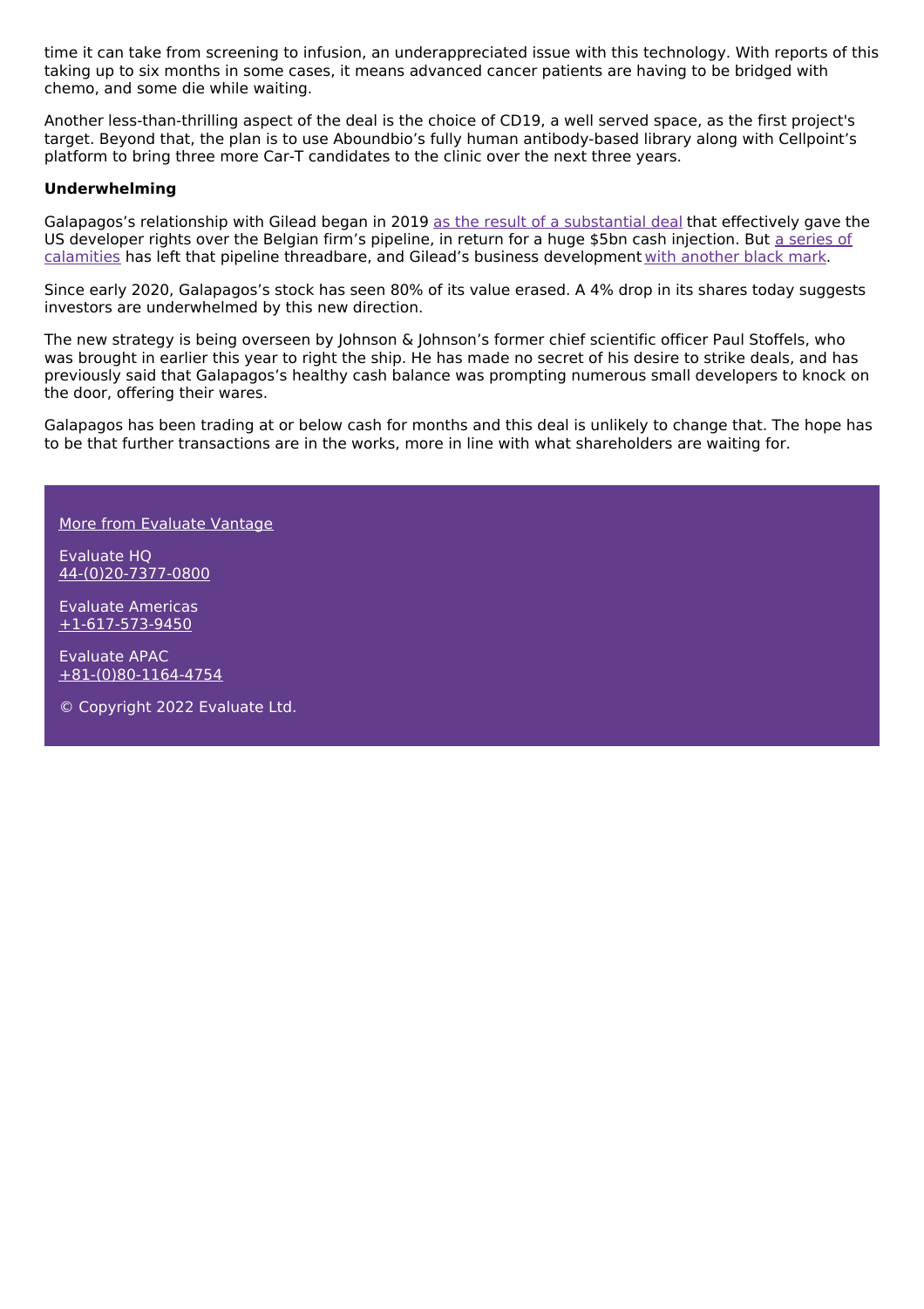time it can take from screening to infusion, an underappreciated issue with this technology. With reports of this taking up to six months in some cases, it means advanced cancer patients are having to be bridged with chemo, and some die while waiting.

Another less-than-thrilling aspect of the deal is the choice of CD19, a well served space, as the first project's target. Beyond that, the plan is to use Aboundbio's fully human antibody-based library along with Cellpoint's platform to bring three more Car-T candidates to the clinic over the next three years.

**Underwhelming**

Galapagos's relationship with Gilead began in 2019 as the result of a substantial deal that effectively gave the US developer rights over the Belgian firm's pipeline, in return for a huge $5bn cash injection. But a series of calamities has left that pipeline threadbare, and Gilead's business development with another black mark.

Since early 2020, Galapagos's stock has seen 80% of its value erased. A 4% drop in its shares today suggests investors are underwhelmed by this new direction.

The new strategy is being overseen by Johnson & Johnson's former chief scientific officer Paul Stoffels, who was brought in earlier this year to right the ship. He has made no secret of his desire to strike deals, and has previously said that Galapagos's healthy cash balance was prompting numerous small developers to knock on the door, offering their wares.

Galapagos has been trading at or below cash for months and this deal is unlikely to change that. The hope has to be that further transactions are in the works, more in line with what shareholders are waiting for.

More from Evaluate Vantage

Evaluate HQ
44-(0)20-7377-0800

Evaluate Americas
+1-617-573-9450

Evaluate APAC
+81-(0)80-1164-4754

© Copyright 2022 Evaluate Ltd.